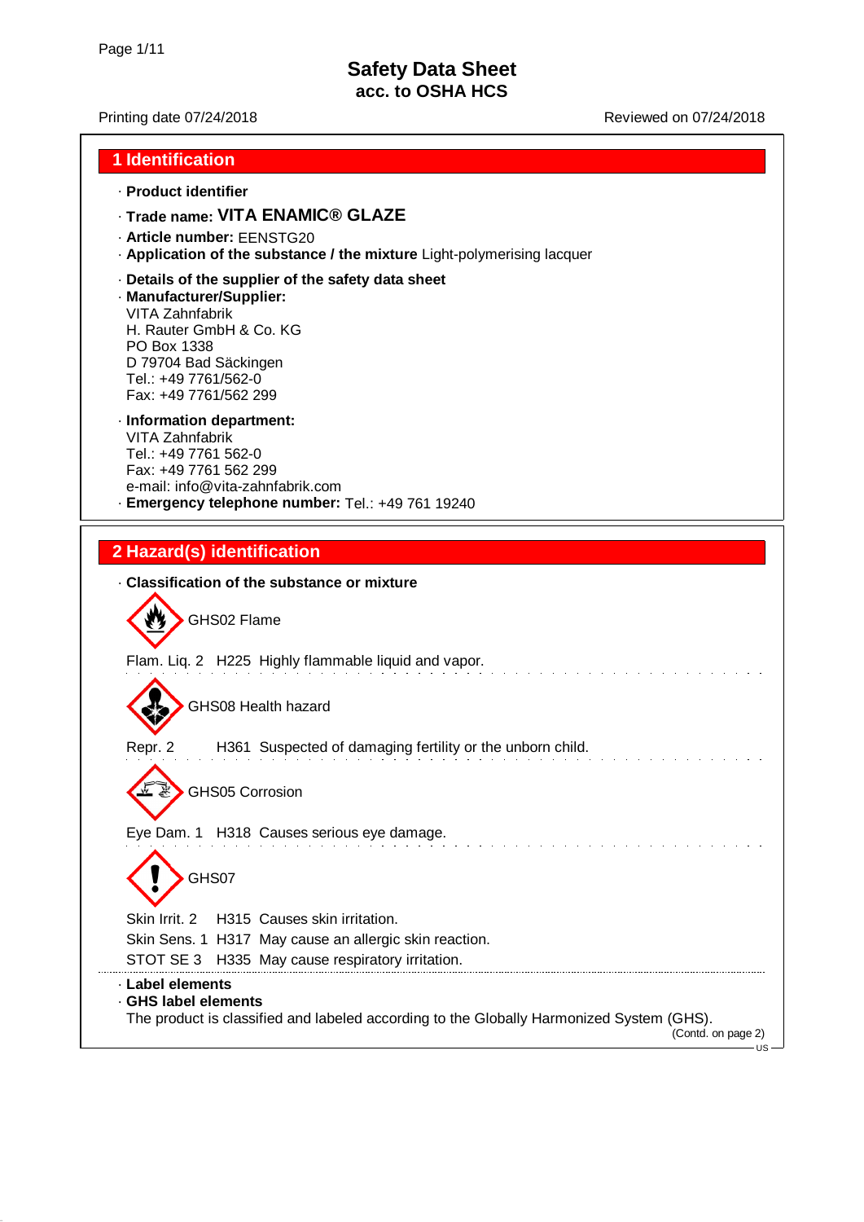# Safety Data Sheet
## acc. to OSHA HCS

Printing date 07/24/2018 Reviewed on 07/24/2018

## 1 Identification

- **Product identifier**
- **Trade name: VITA ENAMIC® GLAZE**
- **Article number:** EENSTG20
- **Application of the substance / the mixture** Light-polymerising lacquer
- **Details of the supplier of the safety data sheet**
- **Manufacturer/Supplier:**
  VITA Zahnfabrik
  H. Rauter GmbH & Co. KG
  PO Box 1338
  D 79704 Bad Säckingen
  Tel.: +49 7761/562-0
  Fax: +49 7761/562 299
- **Information department:**
  VITA Zahnfabrik
  Tel.: +49 7761 562-0
  Fax: +49 7761 562 299
  e-mail: info@vita-zahnfabrik.com
- **Emergency telephone number:** Tel.: +49 761 19240

## 2 Hazard(s) identification

- **Classification of the substance or mixture**

GHS02 Flame

Flam. Liq. 2 H225 Highly flammable liquid and vapor.

GHS08 Health hazard

Repr. 2 H361 Suspected of damaging fertility or the unborn child.

GHS05 Corrosion

Eye Dam. 1 H318 Causes serious eye damage.

GHS07

Skin Irrit. 2 H315 Causes skin irritation.
Skin Sens. 1 H317 May cause an allergic skin reaction.
STOT SE 3 H335 May cause respiratory irritation.

- **Label elements**
- **GHS label elements**
  The product is classified and labeled according to the Globally Harmonized System (GHS).

(Contd. on page 2)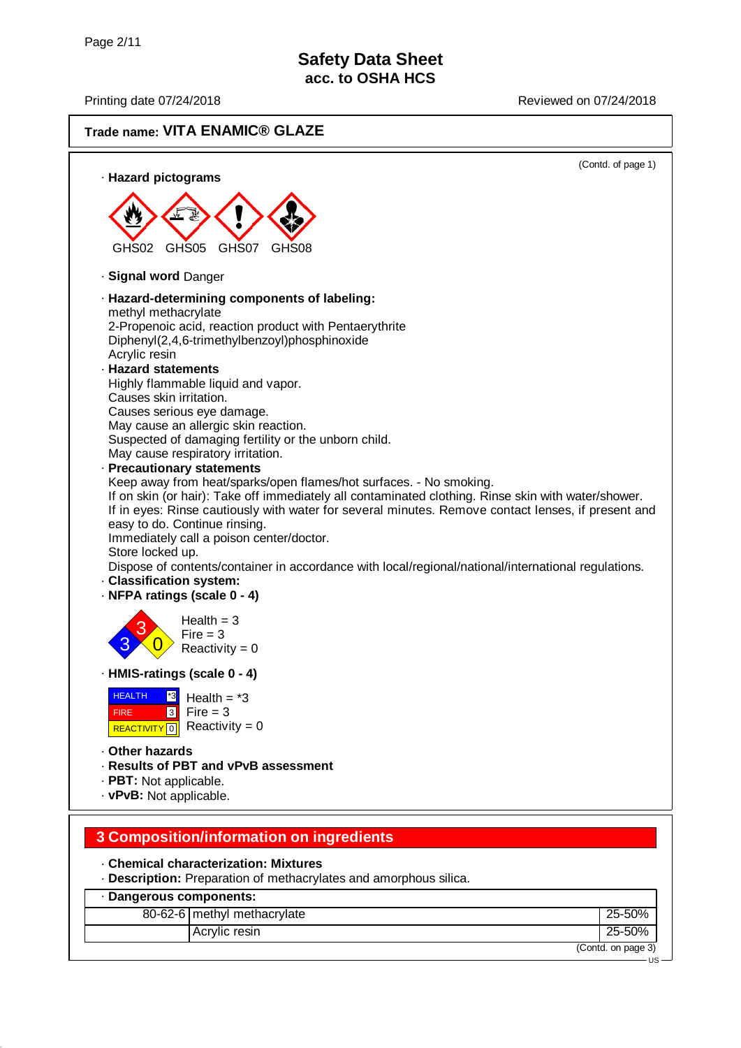# Safety Data Sheet
## acc. to OSHA HCS

Printing date 07/24/2018 Reviewed on 07/24/2018

**Trade name: VITA ENAMIC® GLAZE**

(Contd. of page 1)

· **Hazard pictograms**

GHS02 GHS05 GHS07 GHS08

· **Signal word** Danger

· **Hazard-determining components of labeling:**
methyl methacrylate
2-Propenoic acid, reaction product with Pentaerythrite
Diphenyl(2,4,6-trimethylbenzoyl)phosphinoxide
Acrylic resin

· **Hazard statements**
Highly flammable liquid and vapor.
Causes skin irritation.
Causes serious eye damage.
May cause an allergic skin reaction.
Suspected of damaging fertility or the unborn child.
May cause respiratory irritation.

· **Precautionary statements**
Keep away from heat/sparks/open flames/hot surfaces. - No smoking.
If on skin (or hair): Take off immediately all contaminated clothing. Rinse skin with water/shower.
If in eyes: Rinse cautiously with water for several minutes. Remove contact lenses, if present and easy to do. Continue rinsing.
Immediately call a poison center/doctor.
Store locked up.
Dispose of contents/container in accordance with local/regional/national/international regulations.

· **Classification system:**

· **NFPA ratings (scale 0 - 4)**

Health = 3
Fire = 3
Reactivity = 0

· **HMIS-ratings (scale 0 - 4)**

| | | |
|---|---|---|
| HEALTH | *3 | Health = *3 |
| FIRE | 3 | Fire = 3 |
| REACTIVITY | 0 | Reactivity = 0 |

· **Other hazards**

· **Results of PBT and vPvB assessment**

· **PBT:** Not applicable.

· **vPvB:** Not applicable.

## 3 Composition/information on ingredients

· **Chemical characterization: Mixtures**

· **Description:** Preparation of methacrylates and amorphous silica.

· **Dangerous components:**

| | | |
|---|---|---|
| 80-62-6 | methyl methacrylate | 25-50% |
| | Acrylic resin | 25-50% |

(Contd. on page 3)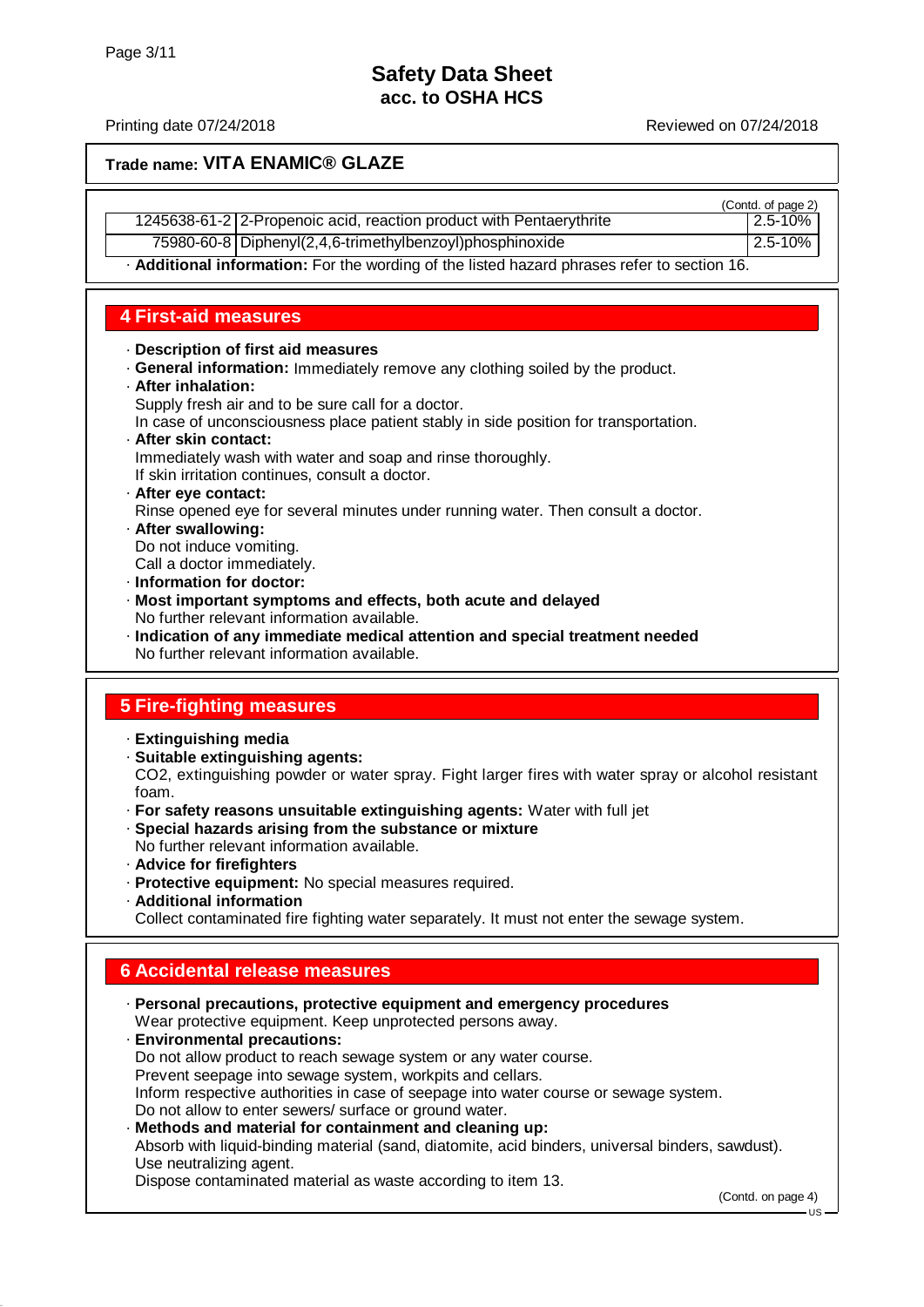# Safety Data Sheet
## acc. to OSHA HCS

Printing date 07/24/2018 Reviewed on 07/24/2018

**Trade name: VITA ENAMIC® GLAZE**

(Contd. of page 2)

| | | |
|---|---|---|
| 1245638-61-2 | 2-Propenoic acid, reaction product with Pentaerythrite | 2.5-10% |
| 75980-60-8 | Diphenyl(2,4,6-trimethylbenzoyl)phosphinoxide | 2.5-10% |

· **Additional information:** For the wording of the listed hazard phrases refer to section 16.

## 4 First-aid measures

· **Description of first aid measures**
· **General information:** Immediately remove any clothing soiled by the product.
· **After inhalation:**
Supply fresh air and to be sure call for a doctor.
In case of unconsciousness place patient stably in side position for transportation.
· **After skin contact:**
Immediately wash with water and soap and rinse thoroughly.
If skin irritation continues, consult a doctor.
· **After eye contact:**
Rinse opened eye for several minutes under running water. Then consult a doctor.
· **After swallowing:**
Do not induce vomiting.
Call a doctor immediately.
· **Information for doctor:**
· **Most important symptoms and effects, both acute and delayed**
No further relevant information available.
· **Indication of any immediate medical attention and special treatment needed**
No further relevant information available.

## 5 Fire-fighting measures

· **Extinguishing media**
· **Suitable extinguishing agents:**
CO2, extinguishing powder or water spray. Fight larger fires with water spray or alcohol resistant foam.
· **For safety reasons unsuitable extinguishing agents:** Water with full jet
· **Special hazards arising from the substance or mixture**
No further relevant information available.
· **Advice for firefighters**
· **Protective equipment:** No special measures required.
· **Additional information**
Collect contaminated fire fighting water separately. It must not enter the sewage system.

## 6 Accidental release measures

· **Personal precautions, protective equipment and emergency procedures**
Wear protective equipment. Keep unprotected persons away.
· **Environmental precautions:**
Do not allow product to reach sewage system or any water course.
Prevent seepage into sewage system, workpits and cellars.
Inform respective authorities in case of seepage into water course or sewage system.
Do not allow to enter sewers/ surface or ground water.
· **Methods and material for containment and cleaning up:**
Absorb with liquid-binding material (sand, diatomite, acid binders, universal binders, sawdust).
Use neutralizing agent.
Dispose contaminated material as waste according to item 13.

(Contd. on page 4)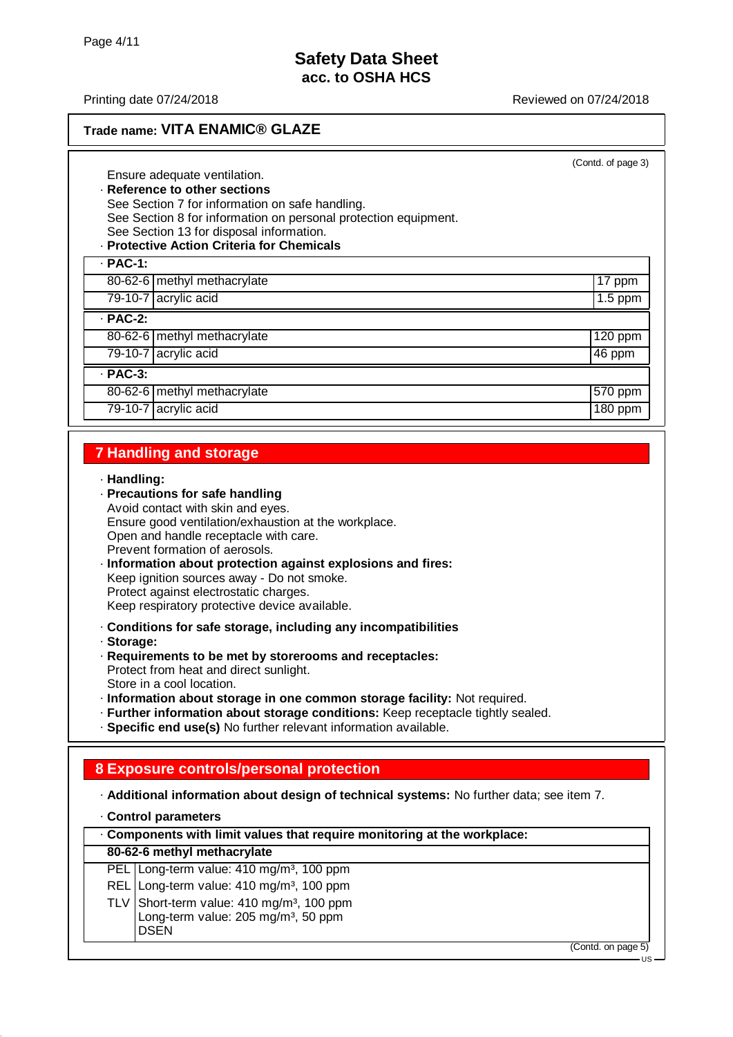Trade name: **VITA ENAMIC® GLAZE**

(Contd. of page 3)

Ensure adequate ventilation.

· **Reference to other sections**
See Section 7 for information on safe handling.
See Section 8 for information on personal protection equipment.
See Section 13 for disposal information.

· **Protective Action Criteria for Chemicals**

| · **PAC-1:** | | |
|---|---|---|
| 80-62-6 | methyl methacrylate | 17 ppm |
| 79-10-7 | acrylic acid | 1.5 ppm |
| · **PAC-2:** | | |
| 80-62-6 | methyl methacrylate | 120 ppm |
| 79-10-7 | acrylic acid | 46 ppm |
| · **PAC-3:** | | |
| 80-62-6 | methyl methacrylate | 570 ppm |
| 79-10-7 | acrylic acid | 180 ppm |

## 7 Handling and storage

· **Handling:**

· **Precautions for safe handling**
Avoid contact with skin and eyes.
Ensure good ventilation/exhaustion at the workplace.
Open and handle receptacle with care.
Prevent formation of aerosols.

· **Information about protection against explosions and fires:**
Keep ignition sources away - Do not smoke.
Protect against electrostatic charges.
Keep respiratory protective device available.

· **Conditions for safe storage, including any incompatibilities**

· **Storage:**

· **Requirements to be met by storerooms and receptacles:**
Protect from heat and direct sunlight.
Store in a cool location.

· **Information about storage in one common storage facility:** Not required.

· **Further information about storage conditions:** Keep receptacle tightly sealed.

· **Specific end use(s)** No further relevant information available.

## 8 Exposure controls/personal protection

· **Additional information about design of technical systems:** No further data; see item 7.

· **Control parameters**

| · **Components with limit values that require monitoring at the workplace:** | |
|---|---|
| **80-62-6 methyl methacrylate** | |
| PEL | Long-term value: 410 mg/m³, 100 ppm |
| REL | Long-term value: 410 mg/m³, 100 ppm |
| TLV | Short-term value: 410 mg/m³, 100 ppm<br>Long-term value: 205 mg/m³, 50 ppm<br>DSEN |

(Contd. on page 5)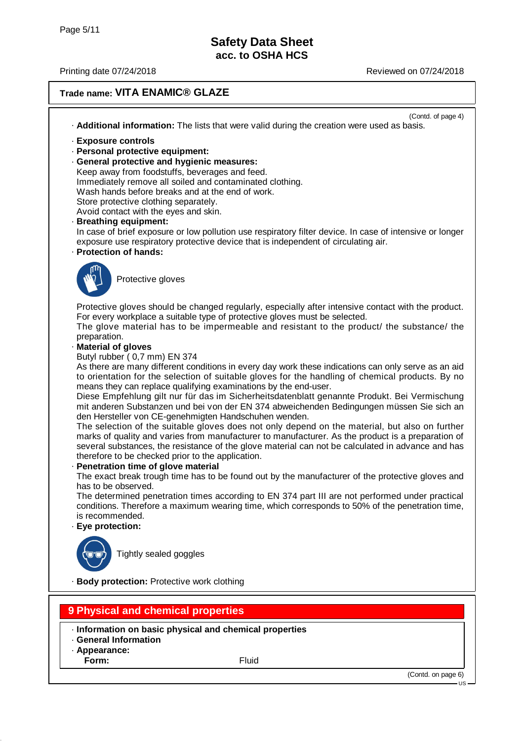**Trade name: VITA ENAMIC® GLAZE**

(Contd. of page 4)

· **Additional information:** The lists that were valid during the creation were used as basis.

· **Exposure controls**
· **Personal protective equipment:**
· **General protective and hygienic measures:**
Keep away from foodstuffs, beverages and feed.
Immediately remove all soiled and contaminated clothing.
Wash hands before breaks and at the end of work.
Store protective clothing separately.
Avoid contact with the eyes and skin.
· **Breathing equipment:**
In case of brief exposure or low pollution use respiratory filter device. In case of intensive or longer exposure use respiratory protective device that is independent of circulating air.
· **Protection of hands:**

Protective gloves

Protective gloves should be changed regularly, especially after intensive contact with the product.
For every workplace a suitable type of protective gloves must be selected.
The glove material has to be impermeable and resistant to the product/ the substance/ the preparation.
· **Material of gloves**
Butyl rubber ( 0,7 mm) EN 374
As there are many different conditions in every day work these indications can only serve as an aid to orientation for the selection of suitable gloves for the handling of chemical products. By no means they can replace qualifying examinations by the end-user.
Diese Empfehlung gilt nur für das im Sicherheitsdatenblatt genannte Produkt. Bei Vermischung mit anderen Substanzen und bei von der EN 374 abweichenden Bedingungen müssen Sie sich an den Hersteller von CE-genehmigten Handschuhen wenden.
The selection of the suitable gloves does not only depend on the material, but also on further marks of quality and varies from manufacturer to manufacturer. As the product is a preparation of several substances, the resistance of the glove material can not be calculated in advance and has therefore to be checked prior to the application.
· **Penetration time of glove material**
The exact break trough time has to be found out by the manufacturer of the protective gloves and has to be observed.
The determined penetration times according to EN 374 part III are not performed under practical conditions. Therefore a maximum wearing time, which corresponds to 50% of the penetration time, is recommended.
· **Eye protection:**

Tightly sealed goggles

· **Body protection:** Protective work clothing

## 9 Physical and chemical properties

· **Information on basic physical and chemical properties**
· **General Information**
· **Appearance:**

| | |
|---|---|
| **Form:** | Fluid |

(Contd. on page 6)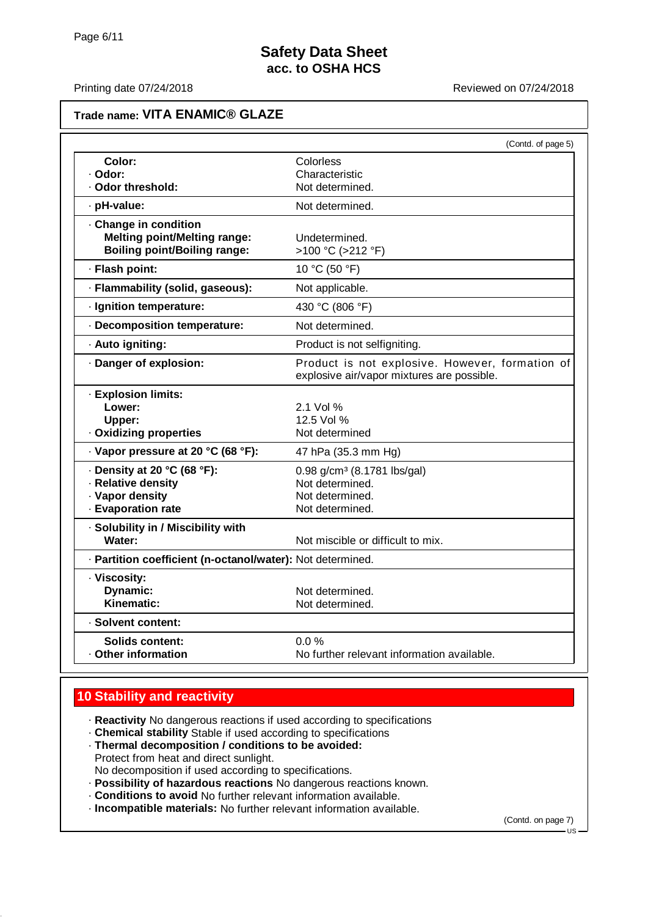**Trade name: VITA ENAMIC® GLAZE**

(Contd. of page 5)

| | |
|---|---|
| **Color:** | Colorless |
| · **Odor:** | Characteristic |
| · **Odor threshold:** | Not determined. |
| · **pH-value:** | Not determined. |
| · **Change in condition** | |
| **Melting point/Melting range:** | Undetermined. |
| **Boiling point/Boiling range:** | >100 °C (>212 °F) |
| · **Flash point:** | 10 °C (50 °F) |
| · **Flammability (solid, gaseous):** | Not applicable. |
| · **Ignition temperature:** | 430 °C (806 °F) |
| · **Decomposition temperature:** | Not determined. |
| · **Auto igniting:** | Product is not selfigniting. |
| · **Danger of explosion:** | Product is not explosive. However, formation of explosive air/vapor mixtures are possible. |
| · **Explosion limits:** | |
| **Lower:** | 2.1 Vol % |
| **Upper:** | 12.5 Vol % |
| · **Oxidizing properties** | Not determined |
| · **Vapor pressure at 20 °C (68 °F):** | 47 hPa (35.3 mm Hg) |
| · **Density at 20 °C (68 °F):** | 0.98 g/cm³ (8.1781 lbs/gal) |
| · **Relative density** | Not determined. |
| · **Vapor density** | Not determined. |
| · **Evaporation rate** | Not determined. |
| · **Solubility in / Miscibility with** | |
| **Water:** | Not miscible or difficult to mix. |
| · **Partition coefficient (n-octanol/water):** | Not determined. |
| · **Viscosity:** | |
| **Dynamic:** | Not determined. |
| **Kinematic:** | Not determined. |
| · **Solvent content:** | |
| **Solids content:** | 0.0 % |
| · **Other information** | No further relevant information available. |

## 10 Stability and reactivity

- **Reactivity** No dangerous reactions if used according to specifications
- **Chemical stability** Stable if used according to specifications
- **Thermal decomposition / conditions to be avoided:**
  Protect from heat and direct sunlight.
  No decomposition if used according to specifications.
- **Possibility of hazardous reactions** No dangerous reactions known.
- **Conditions to avoid** No further relevant information available.
- **Incompatible materials:** No further relevant information available.

(Contd. on page 7)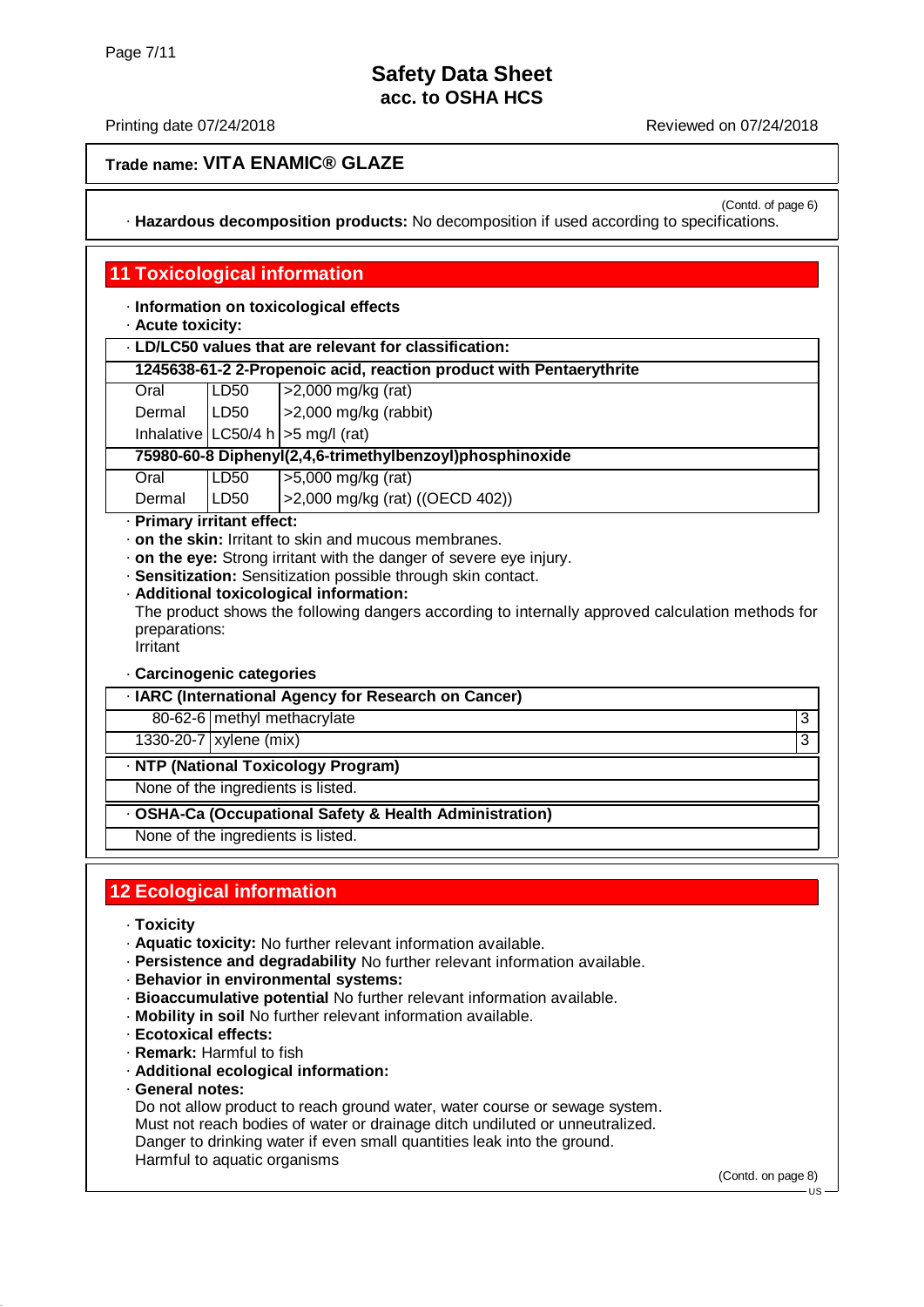**Trade name: VITA ENAMIC® GLAZE**

(Contd. of page 6)

· **Hazardous decomposition products:** No decomposition if used according to specifications.

## 11 Toxicological information

· **Information on toxicological effects**
· **Acute toxicity:**

| · LD/LC50 values that are relevant for classification: | | |
|---|---|---|
| **1245638-61-2 2-Propenoic acid, reaction product with Pentaerythrite** | | |
| Oral | LD50 | >2,000 mg/kg (rat) |
| Dermal | LD50 | >2,000 mg/kg (rabbit) |
| Inhalative | LC50/4 h | >5 mg/l (rat) |
| **75980-60-8 Diphenyl(2,4,6-trimethylbenzoyl)phosphinoxide** | | |
| Oral | LD50 | >5,000 mg/kg (rat) |
| Dermal | LD50 | >2,000 mg/kg (rat) ((OECD 402)) |

· **Primary irritant effect:**
· **on the skin:** Irritant to skin and mucous membranes.
· **on the eye:** Strong irritant with the danger of severe eye injury.
· **Sensitization:** Sensitization possible through skin contact.
· **Additional toxicological information:**
The product shows the following dangers according to internally approved calculation methods for preparations:
Irritant

· **Carcinogenic categories**

| · IARC (International Agency for Research on Cancer) | | |
|---|---|---|
| 80-62-6 | methyl methacrylate | 3 |
| 1330-20-7 | xylene (mix) | 3 |

| · NTP (National Toxicology Program) |
|---|
| None of the ingredients is listed. |

| · OSHA-Ca (Occupational Safety & Health Administration) |
|---|
| None of the ingredients is listed. |

## 12 Ecological information

· **Toxicity**
· **Aquatic toxicity:** No further relevant information available.
· **Persistence and degradability** No further relevant information available.
· **Behavior in environmental systems:**
· **Bioaccumulative potential** No further relevant information available.
· **Mobility in soil** No further relevant information available.
· **Ecotoxical effects:**
· **Remark:** Harmful to fish
· **Additional ecological information:**
· **General notes:**
Do not allow product to reach ground water, water course or sewage system.
Must not reach bodies of water or drainage ditch undiluted or unneutralized.
Danger to drinking water if even small quantities leak into the ground.
Harmful to aquatic organisms

(Contd. on page 8)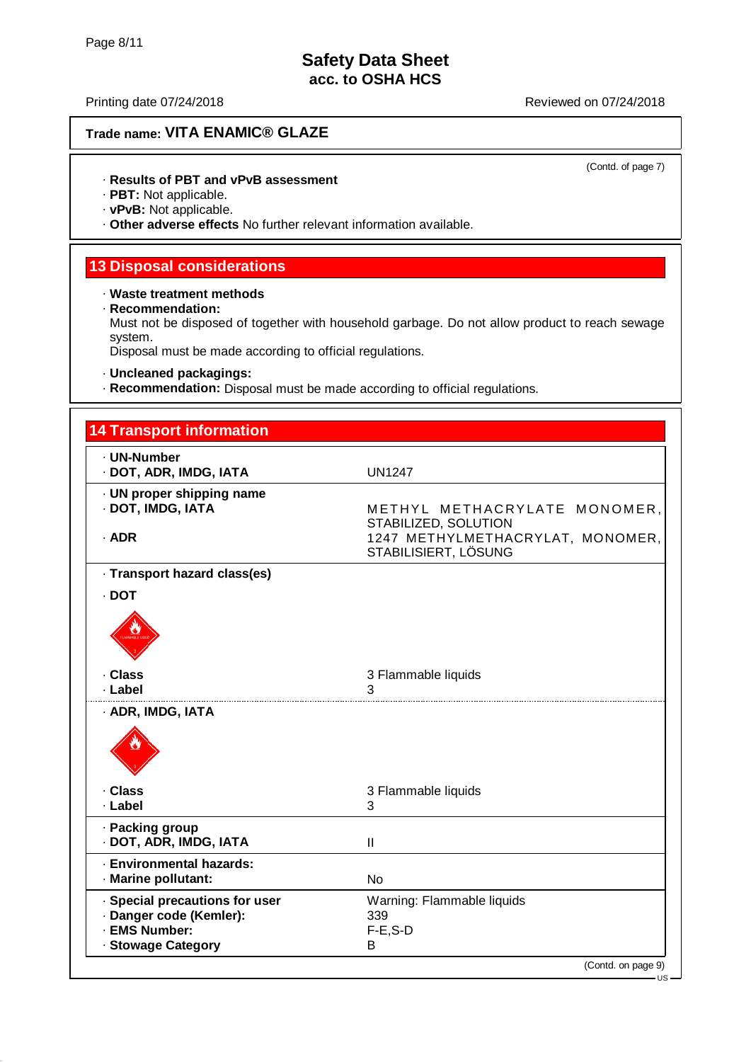# Safety Data Sheet
## acc. to OSHA HCS

Printing date 07/24/2018 Reviewed on 07/24/2018

**Trade name: VITA ENAMIC® GLAZE**

(Contd. of page 7)

· **Results of PBT and vPvB assessment**
· **PBT:** Not applicable.
· **vPvB:** Not applicable.
· **Other adverse effects** No further relevant information available.

## 13 Disposal considerations

· **Waste treatment methods**
· **Recommendation:**
Must not be disposed of together with household garbage. Do not allow product to reach sewage system.
Disposal must be made according to official regulations.

· **Uncleaned packagings:**
· **Recommendation:** Disposal must be made according to official regulations.

## 14 Transport information

| | |
|---|---|
| · **UN-Number**<br>· **DOT, ADR, IMDG, IATA** | UN1247 |
| · **UN proper shipping name**<br>· **DOT, IMDG, IATA** | METHYL METHACRYLATE MONOMER, STABILIZED, SOLUTION |
| · **ADR** | 1247 METHYLMETHACRYLAT, MONOMER, STABILISIERT, LÖSUNG |
| · **Transport hazard class(es)** | |
| · **DOT** | |
| · **Class** | 3 Flammable liquids |
| · **Label** | 3 |
| · **ADR, IMDG, IATA** | |
| · **Class** | 3 Flammable liquids |
| · **Label** | 3 |
| · **Packing group**<br>· **DOT, ADR, IMDG, IATA** | II |
| · **Environmental hazards:**<br>· **Marine pollutant:** | No |
| · **Special precautions for user** | Warning: Flammable liquids |
| · **Danger code (Kemler):** | 339 |
| · **EMS Number:** | F-E,S-D |
| · **Stowage Category** | B |

(Contd. on page 9)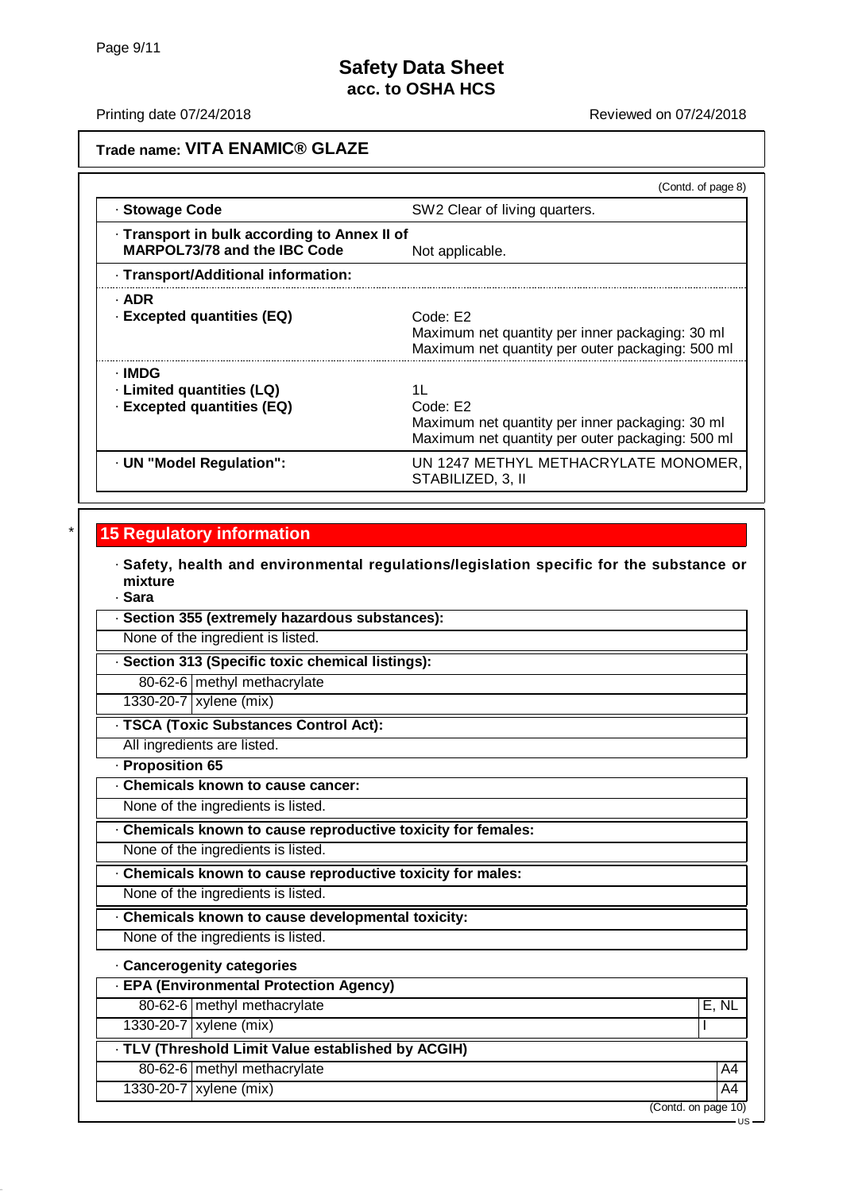# Safety Data Sheet
## acc. to OSHA HCS

Printing date 07/24/2018 Reviewed on 07/24/2018

**Trade name: VITA ENAMIC® GLAZE**

(Contd. of page 8)

| | |
|---|---|
| · **Stowage Code** | SW2 Clear of living quarters. |
| · **Transport in bulk according to Annex II of MARPOL73/78 and the IBC Code** | Not applicable. |
| · **Transport/Additional information:** | |
| · **ADR** | |
| · **Excepted quantities (EQ)** | Code: E2<br>Maximum net quantity per inner packaging: 30 ml<br>Maximum net quantity per outer packaging: 500 ml |
| · **IMDG** | |
| · **Limited quantities (LQ)** | 1L |
| · **Excepted quantities (EQ)** | Code: E2<br>Maximum net quantity per inner packaging: 30 ml<br>Maximum net quantity per outer packaging: 500 ml |
| · **UN "Model Regulation":** | UN 1247 METHYL METHACRYLATE MONOMER, STABILIZED, 3, II |

## * 15 Regulatory information

· **Safety, health and environmental regulations/legislation specific for the substance or mixture**

· **Sara**

· **Section 355 (extremely hazardous substances):**

None of the ingredient is listed.

· **Section 313 (Specific toxic chemical listings):**

| | |
|---|---|
| 80-62-6 | methyl methacrylate |
| 1330-20-7 | xylene (mix) |

· **TSCA (Toxic Substances Control Act):**

All ingredients are listed.

· **Proposition 65**

· **Chemicals known to cause cancer:**

None of the ingredients is listed.

· **Chemicals known to cause reproductive toxicity for females:**

None of the ingredients is listed.

· **Chemicals known to cause reproductive toxicity for males:**

None of the ingredients is listed.

· **Chemicals known to cause developmental toxicity:**

None of the ingredients is listed.

· **Cancerogenity categories**

· **EPA (Environmental Protection Agency)**

| | | |
|---|---|---|
| 80-62-6 | methyl methacrylate | E, NL |
| 1330-20-7 | xylene (mix) | I |

· **TLV (Threshold Limit Value established by ACGIH)**

| | | |
|---|---|---|
| 80-62-6 | methyl methacrylate | A4 |
| 1330-20-7 | xylene (mix) | A4 |

(Contd. on page 10)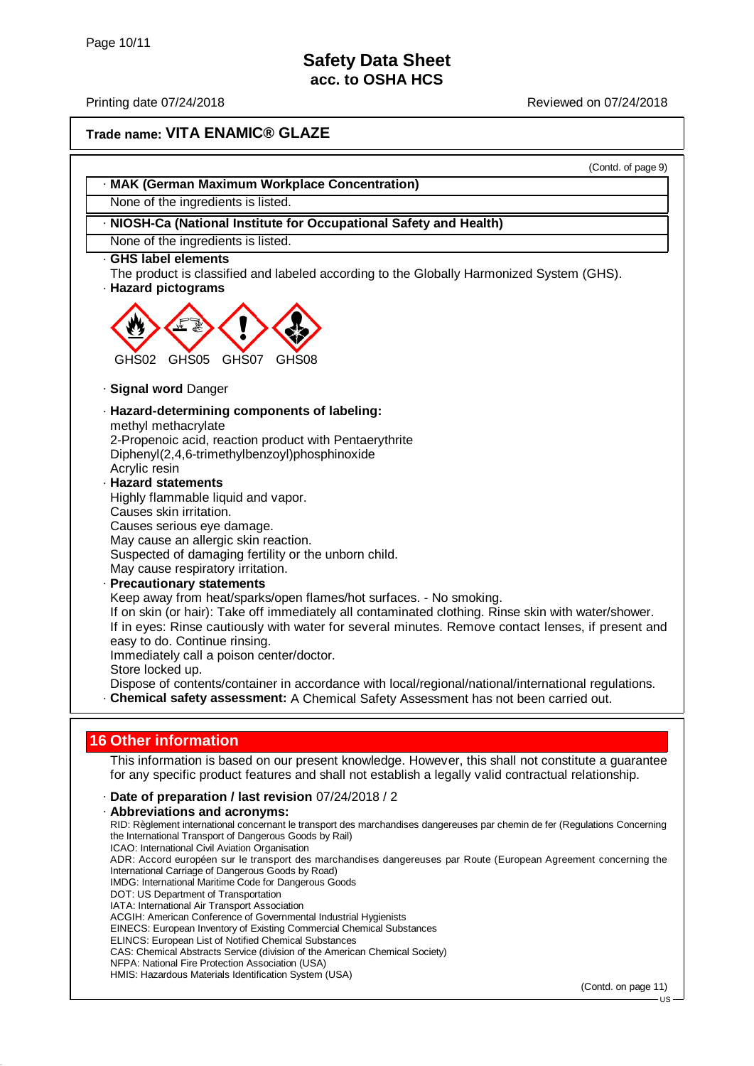**Safety Data Sheet**
**acc. to OSHA HCS**

Printing date 07/24/2018 Reviewed on 07/24/2018

**Trade name: VITA ENAMIC® GLAZE**

(Contd. of page 9)

· **MAK (German Maximum Workplace Concentration)**

None of the ingredients is listed.

· **NIOSH-Ca (National Institute for Occupational Safety and Health)**

None of the ingredients is listed.

· **GHS label elements**

The product is classified and labeled according to the Globally Harmonized System (GHS).

· **Hazard pictograms**

GHS02 GHS05 GHS07 GHS08

· **Signal word** Danger

· **Hazard-determining components of labeling:**

methyl methacrylate
2-Propenoic acid, reaction product with Pentaerythrite
Diphenyl(2,4,6-trimethylbenzoyl)phosphinoxide
Acrylic resin

· **Hazard statements**

Highly flammable liquid and vapor.
Causes skin irritation.
Causes serious eye damage.
May cause an allergic skin reaction.
Suspected of damaging fertility or the unborn child.
May cause respiratory irritation.

· **Precautionary statements**

Keep away from heat/sparks/open flames/hot surfaces. - No smoking.
If on skin (or hair): Take off immediately all contaminated clothing. Rinse skin with water/shower.
If in eyes: Rinse cautiously with water for several minutes. Remove contact lenses, if present and easy to do. Continue rinsing.
Immediately call a poison center/doctor.
Store locked up.
Dispose of contents/container in accordance with local/regional/national/international regulations.

· **Chemical safety assessment:** A Chemical Safety Assessment has not been carried out.

## 16 Other information

This information is based on our present knowledge. However, this shall not constitute a guarantee for any specific product features and shall not establish a legally valid contractual relationship.

· **Date of preparation / last revision** 07/24/2018 / 2

· **Abbreviations and acronyms:**

RID: Règlement international concernant le transport des marchandises dangereuses par chemin de fer (Regulations Concerning the International Transport of Dangerous Goods by Rail)
ICAO: International Civil Aviation Organisation
ADR: Accord européen sur le transport des marchandises dangereuses par Route (European Agreement concerning the International Carriage of Dangerous Goods by Road)
IMDG: International Maritime Code for Dangerous Goods
DOT: US Department of Transportation
IATA: International Air Transport Association
ACGIH: American Conference of Governmental Industrial Hygienists
EINECS: European Inventory of Existing Commercial Chemical Substances
ELINCS: European List of Notified Chemical Substances
CAS: Chemical Abstracts Service (division of the American Chemical Society)
NFPA: National Fire Protection Association (USA)
HMIS: Hazardous Materials Identification System (USA)

(Contd. on page 11)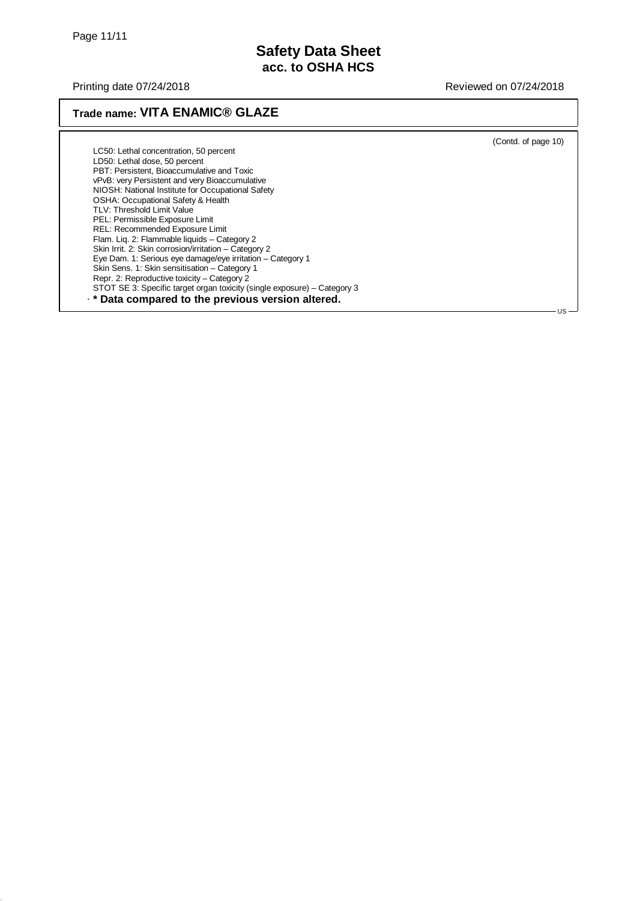## Trade name: VITA ENAMIC® GLAZE

(Contd. of page 10)

LC50: Lethal concentration, 50 percent
LD50: Lethal dose, 50 percent
PBT: Persistent, Bioaccumulative and Toxic
vPvB: very Persistent and very Bioaccumulative
NIOSH: National Institute for Occupational Safety
OSHA: Occupational Safety & Health
TLV: Threshold Limit Value
PEL: Permissible Exposure Limit
REL: Recommended Exposure Limit
Flam. Liq. 2: Flammable liquids – Category 2
Skin Irrit. 2: Skin corrosion/irritation – Category 2
Eye Dam. 1: Serious eye damage/eye irritation – Category 1
Skin Sens. 1: Skin sensitisation – Category 1
Repr. 2: Reproductive toxicity – Category 2
STOT SE 3: Specific target organ toxicity (single exposure) – Category 3

· **\* Data compared to the previous version altered.**

US